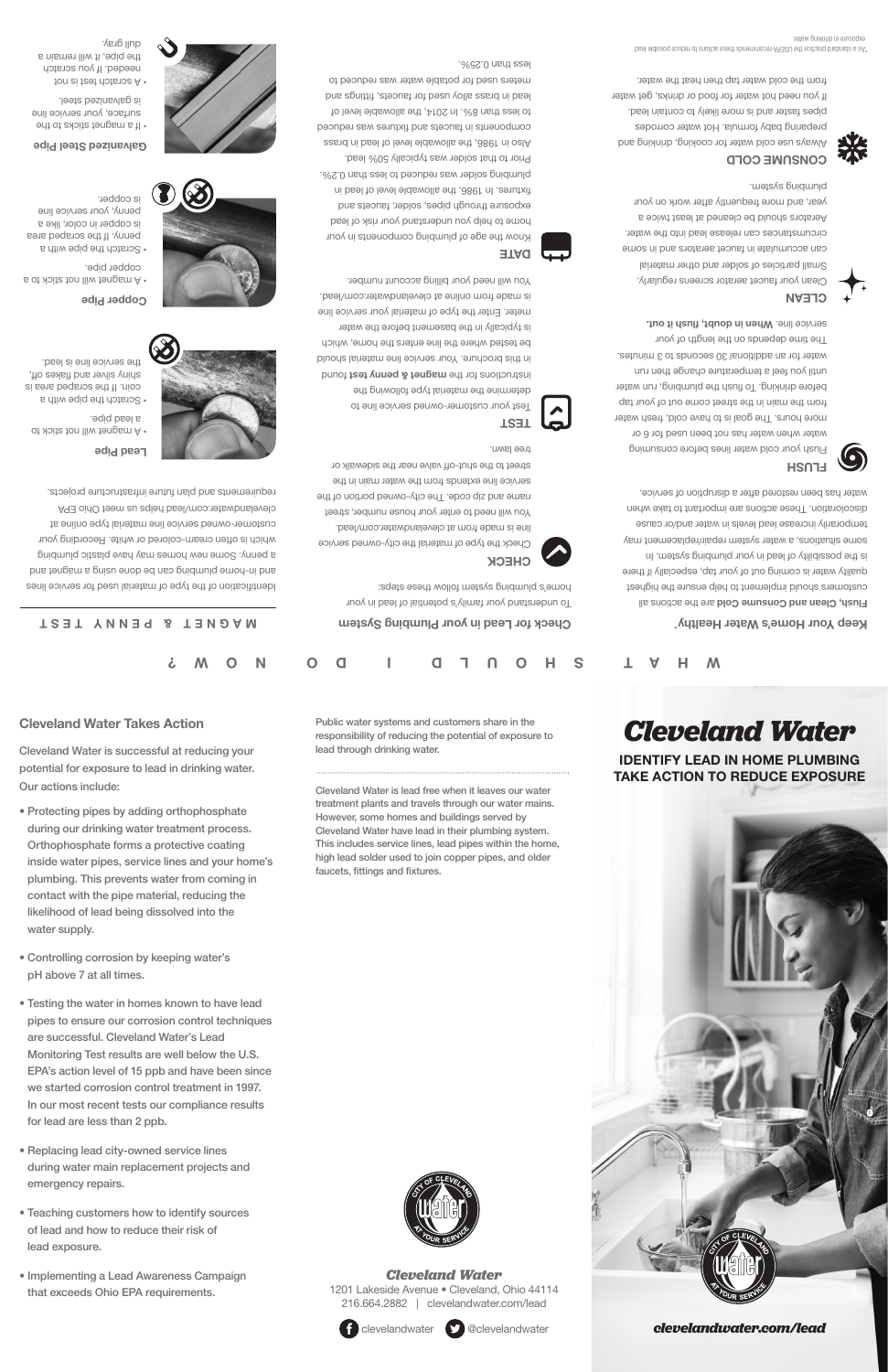# WHAT SHOULD I DO NOW?

## Keep Your Home's Water Healthy*

**Flush, Clean and Consume Cold** are the actions all customers should implement to help ensure the highest quality water is coming out of your tap, especially if there is the possibility of lead in your plumbing system. In some situations, a water system repair/replacement may temporarily increase lead levels in water and/or cause discoloration. These actions are important to take when water has been restored after a disruption of service.

### FLUSH

Flush your cold water lines before consuming water when water has not been used for 6 or more hours. The goal is to have cold, fresh water from the main in the street come out of your tap before drinking. To flush the plumbing, run water until you feel a temperature change then run water for an additional 30 seconds to 3 minutes. The time depends on the length of your service line. **When in doubt, flush it out.**

### CLEAN

Clean your faucet aerator screens regularly. Small particles of solder and other material can accumulate in faucet aerators and in some circumstances can release lead into the water. Aerators should be cleaned at least twice a year, and more frequently after work on your plumbing system.

### CONSUME COLD

Always use cold water for cooking, drinking and preparing baby formula. Hot water corrodes pipes faster and is more likely to contain lead. If you need hot water for food or drinks, get water from the cold water tap then heat the water.

*As a standard practice the USEPA recommends these actions to reduce possible lead exposure in drinking water.

## Check for Lead in your Plumbing System

To understand your family's potential of lead in your home's plumbing system follow these steps:

### CHECK

Check the type of material the city-owned service line is made from at clevelandwater.com/lead. You will need to enter your house number, street name and zip code. The city-owned portion of the service line extends from the water main in the street to the shut-off valve near the sidewalk or tree lawn.

### TEST

Test your customer-owned service line to determine the material type following the instructions for the **magnet & penny test** found in this brochure. Your service line material should be tested where the line enters the home, which is typically in the basement before the water meter. Enter the type of material your service line is made from online at clevelandwater.com/lead. You will need your billing account number.

### DATE

Know the age of plumbing components in your home to help you understand your risk of lead exposure through pipes, solder, faucets and fixtures. In 1986, the allowable level of lead in plumbing solder was reduced to less than 0.2%. Prior to that solder was typically 50% lead. Also in 1986, the allowable level of lead in brass components in faucets and fixtures was reduced to less than 8%. In 2014, the allowable level of lead in brass alloy used for faucets, fittings and meters used for potable water was reduced to less than 0.25%.

## MAGNET & PENNY TEST

Identification of the type of material used for service lines and in-home plumbing can be done using a magnet and a penny. Some new homes may have plastic plumbing which is often cream-colored or white. Recording your customer-owned service line material type online at clevelandwater.com/lead helps us meet Ohio EPA requirements and plan future infrastructure projects.

### Lead Pipe

- A magnet will not stick to a lead pipe.
- Scratch the pipe with a coin. If the scraped area is shiny silver and flakes off, the service line is lead.

### Copper Pipe

- A magnet will not stick to a copper pipe.
- Scratch the pipe with a penny. If the scraped area is copper in color, like a penny, your service line is copper.

### Galvanized Steel Pipe

- If a magnet sticks to the surface, your service line is galvanized steel.
- A scratch test is not needed. If you scratch the pipe, it will remain a dull gray.

# Cleveland Water

**IDENTIFY LEAD IN HOME PLUMBING**
**TAKE ACTION TO REDUCE EXPOSURE**

*clevelandwater.com/lead*

Public water systems and customers share in the responsibility of reducing the potential of exposure to lead through drinking water.

Cleveland Water is lead free when it leaves our water treatment plants and travels through our water mains. However, some homes and buildings served by Cleveland Water have lead in their plumbing system. This includes service lines, lead pipes within the home, high lead solder used to join copper pipes, and older faucets, fittings and fixtures.

*Cleveland Water*
1201 Lakeside Avenue • Cleveland, Ohio 44114
216.664.2882 | clevelandwater.com/lead

clevelandwater @clevelandwater

## Cleveland Water Takes Action

Cleveland Water is successful at reducing your potential for exposure to lead in drinking water. Our actions include:

- Protecting pipes by adding orthophosphate during our drinking water treatment process. Orthophosphate forms a protective coating inside water pipes, service lines and your home's plumbing. This prevents water from coming in contact with the pipe material, reducing the likelihood of lead being dissolved into the water supply.
- Controlling corrosion by keeping water's pH above 7 at all times.
- Testing the water in homes known to have lead pipes to ensure our corrosion control techniques are successful. Cleveland Water's Lead Monitoring Test results are well below the U.S. EPA's action level of 15 ppb and have been since we started corrosion control treatment in 1997. In our most recent tests our compliance results for lead are less than 2 ppb.
- Replacing lead city-owned service lines during water main replacement projects and emergency repairs.
- Teaching customers how to identify sources of lead and how to reduce their risk of lead exposure.
- Implementing a Lead Awareness Campaign that exceeds Ohio EPA requirements.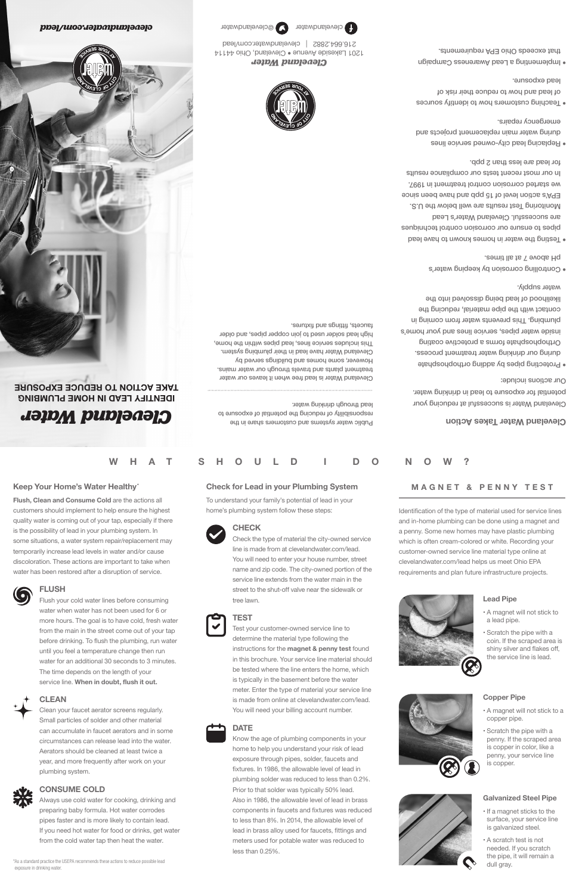# Cleveland Water

## IDENTIFY LEAD IN HOME PLUMBING
## TAKE ACTION TO REDUCE EXPOSURE

clevelandwater.com/lead

Public water systems and customers share in the responsibility of reducing the potential of exposure to lead through drinking water.

Cleveland Water is lead free when it leaves our water treatment plants and travels through our water mains. However, some homes and buildings served by Cleveland Water have lead in their plumbing system. This includes service lines, lead pipes within the home, high lead solder used to join copper pipes, and older faucets, fittings and fixtures.

### Cleveland Water Takes Action

Cleveland Water is successful at reducing your potential for exposure to lead in drinking water.

Our actions include:

- Protecting pipes by adding orthophosphate during our drinking water treatment process. Orthophosphate forms a protective coating inside water pipes, service lines and your home's plumbing. This prevents water from coming in contact with the pipe material, reducing the likelihood of lead being dissolved into the water supply.
- Controlling corrosion by keeping water's pH above 7 at all times.
- Testing the water in homes known to have lead pipes to ensure our corrosion control techniques are successful. Cleveland Water's Lead Monitoring Test results are well below the U.S. EPA's action level of 15 ppb and have been since we started corrosion control treatment in 1997. In our most recent tests our compliance results for lead are less than 2 ppb.
- Replacing lead city-owned service lines during water main replacement projects and emergency repairs.
- Teaching customers how to identify sources of lead and how to reduce their risk of lead exposure.
- Implementing a Lead Awareness Campaign that exceeds Ohio EPA requirements.

**Cleveland Water**
1201 Lakeside Avenue • Cleveland, Ohio 44114
216.664.2882 | clevelandwater.com/lead
clevelandwater @clevelandwater

# WHAT SHOULD I DO NOW?

### Keep Your Home's Water Healthy*

**Flush, Clean and Consume Cold** are the actions all customers should implement to help ensure the highest quality water is coming out of your tap, especially if there is the possibility of lead in your plumbing system. In some situations, a water system repair/replacement may temporarily increase lead levels in water and/or cause discoloration. These actions are important to take when water has been restored after a disruption of service.

#### FLUSH

Flush your cold water lines before consuming water when water has not been used for 6 or more hours. The goal is to have cold, fresh water from the main in the street come out of your tap before drinking. To flush the plumbing, run water until you feel a temperature change then run water for an additional 30 seconds to 3 minutes. The time depends on the length of your service line. **When in doubt, flush it out.**

#### CLEAN

Clean your faucet aerator screens regularly. Small particles of solder and other material can accumulate in faucet aerators and in some circumstances can release lead into the water. Aerators should be cleaned at least twice a year, and more frequently after work on your plumbing system.

#### CONSUME COLD

Always use cold water for cooking, drinking and preparing baby formula. Hot water corrodes pipes faster and is more likely to contain lead. If you need hot water for food or drinks, get water from the cold water tap then heat the water.

*As a standard practice the USEPA recommends these actions to reduce possible lead exposure in drinking water.

### Check for Lead in your Plumbing System

To understand your family's potential of lead in your home's plumbing system follow these steps:

#### CHECK

Check the type of material the city-owned service line is made from at clevelandwater.com/lead. You will need to enter your house number, street name and zip code. The city-owned portion of the service line extends from the water main in the street to the shut-off valve near the sidewalk or tree lawn.

#### TEST

Test your customer-owned service line to determine the material type following the instructions for the **magnet & penny test** found in this brochure. Your service line material should be tested where the line enters the home, which is typically in the basement before the water meter. Enter the type of material your service line is made from online at clevelandwater.com/lead. You will need your billing account number.

#### DATE

Know the age of plumbing components in your home to help you understand your risk of lead exposure through pipes, solder, faucets and fixtures. In 1986, the allowable level of lead in plumbing solder was reduced to less than 0.2%. Prior to that solder was typically 50% lead. Also in 1986, the allowable level of lead in brass components in faucets and fixtures was reduced to less than 8%. In 2014, the allowable level of lead in brass alloy used for faucets, fittings and meters used for potable water was reduced to less than 0.25%.

### MAGNET & PENNY TEST

Identification of the type of material used for service lines and in-home plumbing can be done using a magnet and a penny. Some new homes may have plastic plumbing which is often cream-colored or white. Recording your customer-owned service line material type online at clevelandwater.com/lead helps us meet Ohio EPA requirements and plan future infrastructure projects.

#### Lead Pipe

- A magnet will not stick to a lead pipe.
- Scratch the pipe with a coin. If the scraped area is shiny silver and flakes off, the service line is lead.

#### Copper Pipe

- A magnet will not stick to a copper pipe.
- Scratch the pipe with a penny. If the scraped area is copper in color, like a penny, your service line is copper.

#### Galvanized Steel Pipe

- If a magnet sticks to the surface, your service line is galvanized steel.
- A scratch test is not needed. If you scratch the pipe, it will remain a dull gray.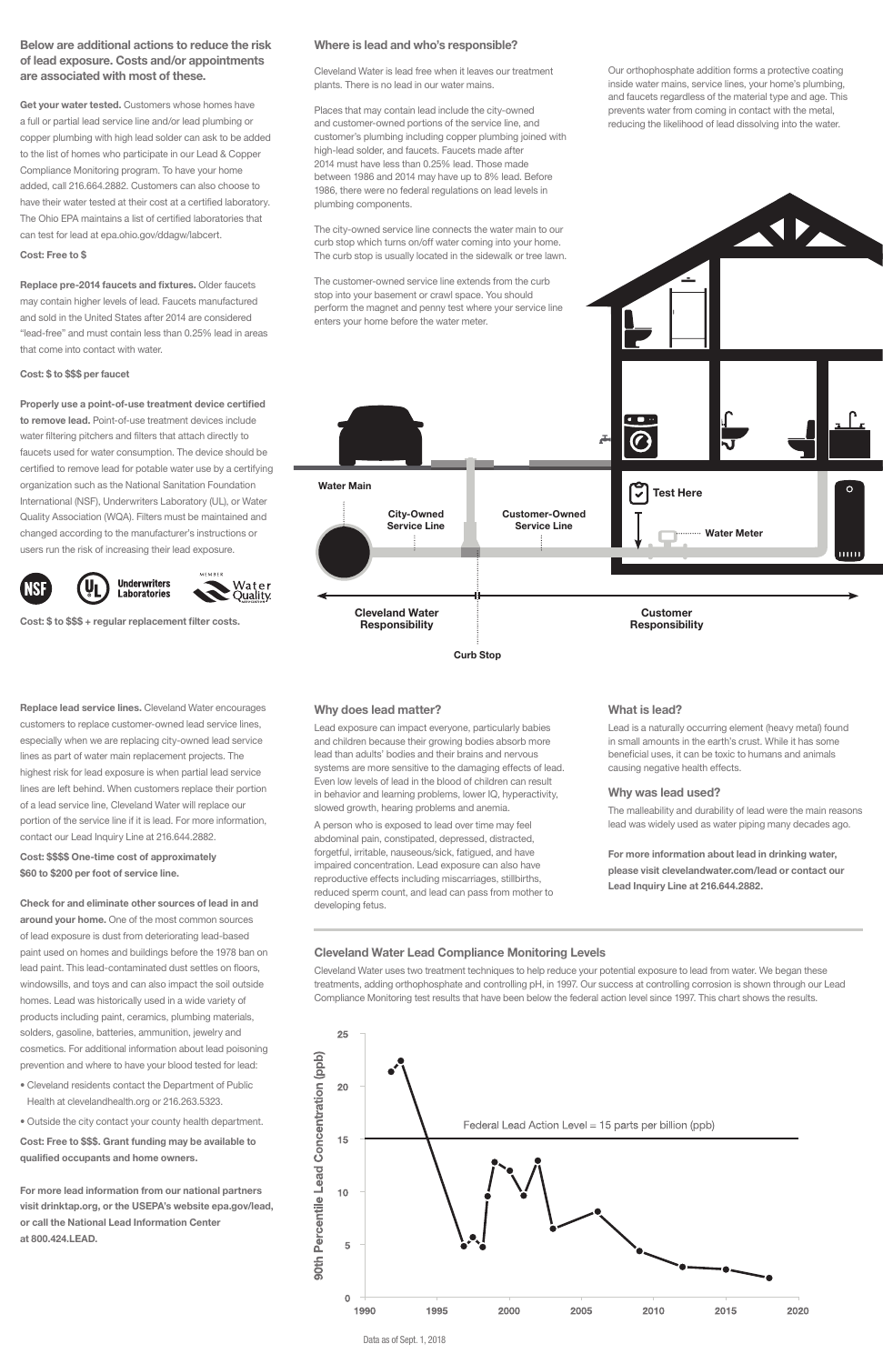**Below are additional actions to reduce the risk of lead exposure. Costs and/or appointments are associated with most of these.**

**Get your water tested.** Customers whose homes have a full or partial lead service line and/or lead plumbing or copper plumbing with high lead solder can ask to be added to the list of homes who participate in our Lead & Copper Compliance Monitoring program. To have your home added, call 216.664.2882. Customers can also choose to have their water tested at their cost at a certified laboratory. The Ohio EPA maintains a list of certified laboratories that can test for lead at epa.ohio.gov/ddagw/labcert.

**Cost: Free to $**

**Replace pre-2014 faucets and fixtures.** Older faucets may contain higher levels of lead. Faucets manufactured and sold in the United States after 2014 are considered "lead-free" and must contain less than 0.25% lead in areas that come into contact with water.

**Cost: $ to $$$ per faucet**

**Properly use a point-of-use treatment device certified to remove lead.** Point-of-use treatment devices include water filtering pitchers and filters that attach directly to faucets used for water consumption. The device should be certified to remove lead for potable water use by a certifying organization such as the National Sanitation Foundation International (NSF), Underwriters Laboratory (UL), or Water Quality Association (WQA). Filters must be maintained and changed according to the manufacturer's instructions or users run the risk of increasing their lead exposure.

NSF | Underwriters Laboratories | Member Water Quality Association

**Cost: $ to $$$ + regular replacement filter costs.**

**Replace lead service lines.** Cleveland Water encourages customers to replace customer-owned lead service lines, especially when we are replacing city-owned lead service lines as part of water main replacement projects. The highest risk for lead exposure is when partial lead service lines are left behind. When customers replace their portion of a lead service line, Cleveland Water will replace our portion of the service line if it is lead. For more information, contact our Lead Inquiry Line at 216.644.2882.

**Cost: $$$$ One-time cost of approximately $60 to $200 per foot of service line.**

**Check for and eliminate other sources of lead in and around your home.** One of the most common sources of lead exposure is dust from deteriorating lead-based paint used on homes and buildings before the 1978 ban on lead paint. This lead-contaminated dust settles on floors, windowsills, and toys and can also impact the soil outside homes. Lead was historically used in a wide variety of products including paint, ceramics, plumbing materials, solders, gasoline, batteries, ammunition, jewelry and cosmetics. For additional information about lead poisoning prevention and where to have your blood tested for lead:

- Cleveland residents contact the Department of Public Health at clevelandhealth.org or 216.263.5323.
- Outside the city contact your county health department.

**Cost: Free to $$$. Grant funding may be available to qualified occupants and home owners.**

**For more lead information from our national partners visit drinktap.org, or the USEPA's website epa.gov/lead, or call the National Lead Information Center at 800.424.LEAD.**

## Where is lead and who's responsible?

Cleveland Water is lead free when it leaves our treatment plants. There is no lead in our water mains.

Places that may contain lead include the city-owned and customer-owned portions of the service line, and customer's plumbing including copper plumbing joined with high-lead solder, and faucets. Faucets made after 2014 must have less than 0.25% lead. Those made between 1986 and 2014 may have up to 8% lead. Before 1986, there were no federal regulations on lead levels in plumbing components.

The city-owned service line connects the water main to our curb stop which turns on/off water coming into your home. The curb stop is usually located in the sidewalk or tree lawn.

The customer-owned service line extends from the curb stop into your basement or crawl space. You should perform the magnet and penny test where your service line enters your home before the water meter.

Our orthophosphate addition forms a protective coating inside water mains, service lines, your home's plumbing, and faucets regardless of the material type and age. This prevents water from coming in contact with the metal, reducing the likelihood of lead dissolving into the water.

Water Main | City-Owned Service Line | Customer-Owned Service Line | Test Here | Water Meter

Cleveland Water Responsibility | Curb Stop | Customer Responsibility

## Why does lead matter?

Lead exposure can impact everyone, particularly babies and children because their growing bodies absorb more lead than adults' bodies and their brains and nervous systems are more sensitive to the damaging effects of lead. Even low levels of lead in the blood of children can result in behavior and learning problems, lower IQ, hyperactivity, slowed growth, hearing problems and anemia.

A person who is exposed to lead over time may feel abdominal pain, constipated, depressed, distracted, forgetful, irritable, nauseous/sick, fatigued, and have impaired concentration. Lead exposure can also have reproductive effects including miscarriages, stillbirths, reduced sperm count, and lead can pass from mother to developing fetus.

## What is lead?

Lead is a naturally occurring element (heavy metal) found in small amounts in the earth's crust. While it has some beneficial uses, it can be toxic to humans and animals causing negative health effects.

## Why was lead used?

The malleability and durability of lead were the main reasons lead was widely used as water piping many decades ago.

**For more information about lead in drinking water, please visit clevelandwater.com/lead or contact our Lead Inquiry Line at 216.644.2882.**

## Cleveland Water Lead Compliance Monitoring Levels

Cleveland Water uses two treatment techniques to help reduce your potential exposure to lead from water. We began these treatments, adding orthophosphate and controlling pH, in 1997. Our success at controlling corrosion is shown through our Lead Compliance Monitoring test results that have been below the federal action level since 1997. This chart shows the results.

90th Percentile Lead Concentration (ppb) — Federal Lead Action Level = 15 parts per billion (ppb)

Data as of Sept. 1, 2018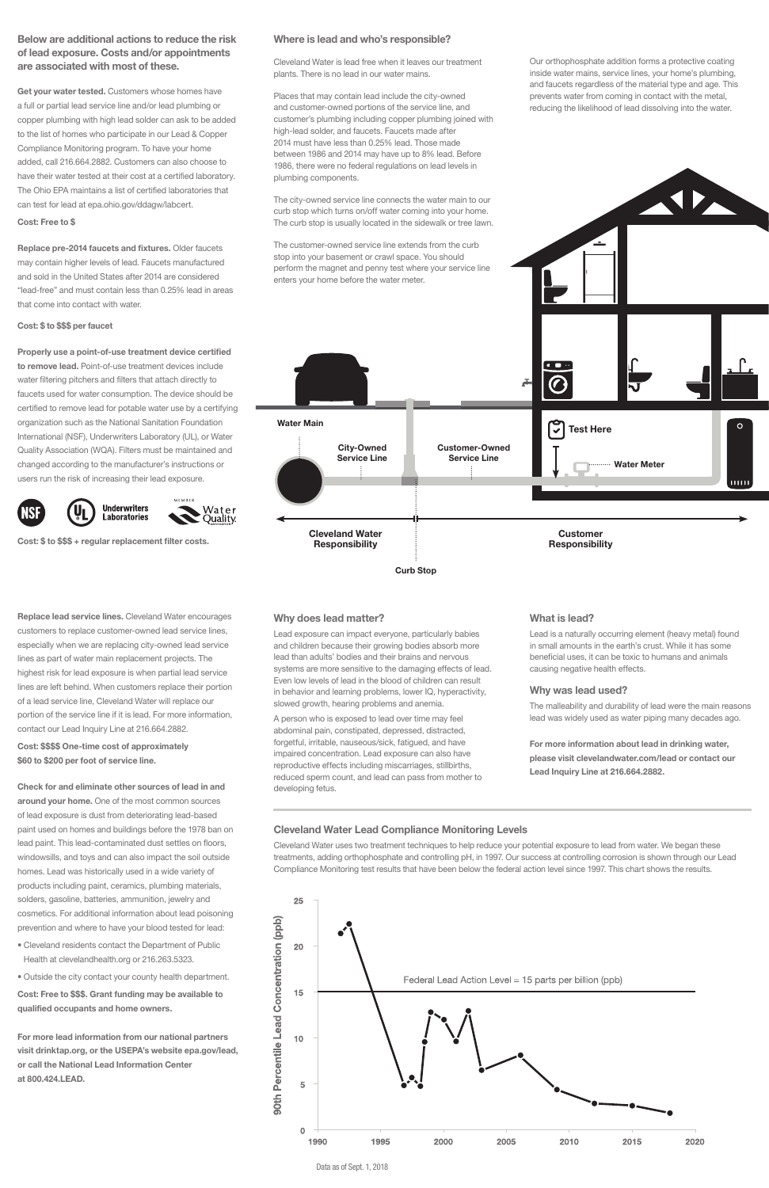**Below are additional actions to reduce the risk of lead exposure. Costs and/or appointments are associated with most of these.**

**Get your water tested.** Customers whose homes have a full or partial lead service line and/or lead plumbing or copper plumbing with high lead solder can ask to be added to the list of homes who participate in our Lead & Copper Compliance Monitoring program. To have your home added, call 216.664.2882. Customers can also choose to have their water tested at their cost at a certified laboratory. The Ohio EPA maintains a list of certified laboratories that can test for lead at epa.ohio.gov/ddagw/labcert.

**Cost: Free to $**

**Replace pre-2014 faucets and fixtures.** Older faucets may contain higher levels of lead. Faucets manufactured and sold in the United States after 2014 are considered "lead-free" and must contain less than 0.25% lead in areas that come into contact with water.

**Cost: $ to $$$ per faucet**

**Properly use a point-of-use treatment device certified to remove lead.** Point-of-use treatment devices include water filtering pitchers and filters that attach directly to faucets used for water consumption. The device should be certified to remove lead for potable water use by a certifying organization such as the National Sanitation Foundation International (NSF), Underwriters Laboratory (UL), or Water Quality Association (WQA). Filters must be maintained and changed according to the manufacturer's instructions or users run the risk of increasing their lead exposure.

NSF
Underwriters Laboratories
MEMBER Water Quality ASSOCIATION

**Cost: $ to $$$ + regular replacement filter costs.**

**Replace lead service lines.** Cleveland Water encourages customers to replace customer-owned lead service lines, especially when we are replacing city-owned lead service lines as part of water main replacement projects. The highest risk for lead exposure is when partial lead service lines are left behind. When customers replace their portion of a lead service line, Cleveland Water will replace our portion of the service line if it is lead. For more information, contact our Lead Inquiry Line at 216.664.2882.

**Cost: $$$$ One-time cost of approximately $60 to $200 per foot of service line.**

**Check for and eliminate other sources of lead in and around your home.** One of the most common sources of lead exposure is dust from deteriorating lead-based paint used on homes and buildings before the 1978 ban on lead paint. This lead-contaminated dust settles on floors, windowsills, and toys and can also impact the soil outside homes. Lead was historically used in a wide variety of products including paint, ceramics, plumbing materials, solders, gasoline, batteries, ammunition, jewelry and cosmetics. For additional information about lead poisoning prevention and where to have your blood tested for lead:

- Cleveland residents contact the Department of Public Health at clevelandhealth.org or 216.263.5323.
- Outside the city contact your county health department.

**Cost: Free to $$$. Grant funding may be available to qualified occupants and home owners.**

**For more lead information from our national partners visit drinktap.org, or the USEPA's website epa.gov/lead, or call the National Lead Information Center at 800.424.LEAD.**

## Where is lead and who's responsible?

Cleveland Water is lead free when it leaves our treatment plants. There is no lead in our water mains.

Places that may contain lead include the city-owned and customer-owned portions of the service line, and customer's plumbing including copper plumbing joined with high-lead solder, and faucets. Faucets made after 2014 must have less than 0.25% lead. Those made between 1986 and 2014 may have up to 8% lead. Before 1986, there were no federal regulations on lead levels in plumbing components.

The city-owned service line connects the water main to our curb stop which turns on/off water coming into your home. The curb stop is usually located in the sidewalk or tree lawn.

The customer-owned service line extends from the curb stop into your basement or crawl space. You should perform the magnet and penny test where your service line enters your home before the water meter.

Our orthophosphate addition forms a protective coating inside water mains, service lines, your home's plumbing, and faucets regardless of the material type and age. This prevents water from coming in contact with the metal, reducing the likelihood of lead dissolving into the water.

Water Main
City-Owned Service Line
Customer-Owned Service Line
Test Here
Water Meter
Cleveland Water Responsibility
Customer Responsibility
Curb Stop

## Why does lead matter?

Lead exposure can impact everyone, particularly babies and children because their growing bodies absorb more lead than adults' bodies and their brains and nervous systems are more sensitive to the damaging effects of lead. Even low levels of lead in the blood of children can result in behavior and learning problems, lower IQ, hyperactivity, slowed growth, hearing problems and anemia.

A person who is exposed to lead over time may feel abdominal pain, constipated, depressed, distracted, forgetful, irritable, nauseous/sick, fatigued, and have impaired concentration. Lead exposure can also have reproductive effects including miscarriages, stillbirths, reduced sperm count, and lead can pass from mother to developing fetus.

## What is lead?

Lead is a naturally occurring element (heavy metal) found in small amounts in the earth's crust. While it has some beneficial uses, it can be toxic to humans and animals causing negative health effects.

## Why was lead used?

The malleability and durability of lead were the main reasons lead was widely used as water piping many decades ago.

**For more information about lead in drinking water, please visit clevelandwater.com/lead or contact our Lead Inquiry Line at 216.664.2882.**

## Cleveland Water Lead Compliance Monitoring Levels

Cleveland Water uses two treatment techniques to help reduce your potential exposure to lead from water. We began these treatments, adding orthophosphate and controlling pH, in 1997. Our success at controlling corrosion is shown through our Lead Compliance Monitoring test results that have been below the federal action level since 1997. This chart shows the results.

90th Percentile Lead Concentration (ppb)
0
5
10
15
20
25
1990
1995
2000
2005
2010
2015
2020
Federal Lead Action Level = 15 parts per billion (ppb)

Data as of Sept. 1, 2018